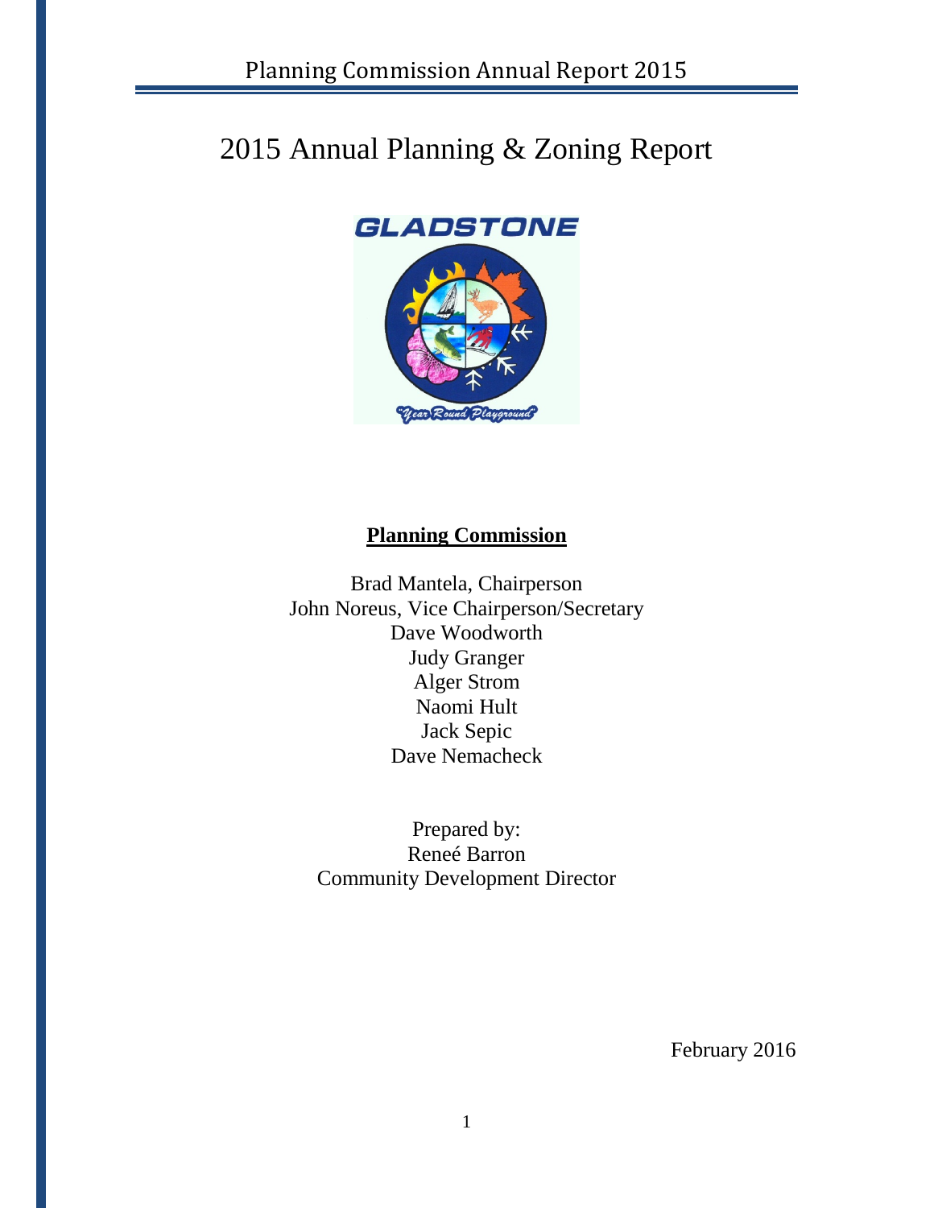# 2015 Annual Planning & Zoning Report

GLADSTONE

"Year Round Playground"

**Planning Commission**

Brad Mantela, Chairperson
John Noreus, Vice Chairperson/Secretary
Dave Woodworth
Judy Granger
Alger Strom
Naomi Hult
Jack Sepic
Dave Nemacheck

Prepared by:
Reneé Barron
Community Development Director

February 2016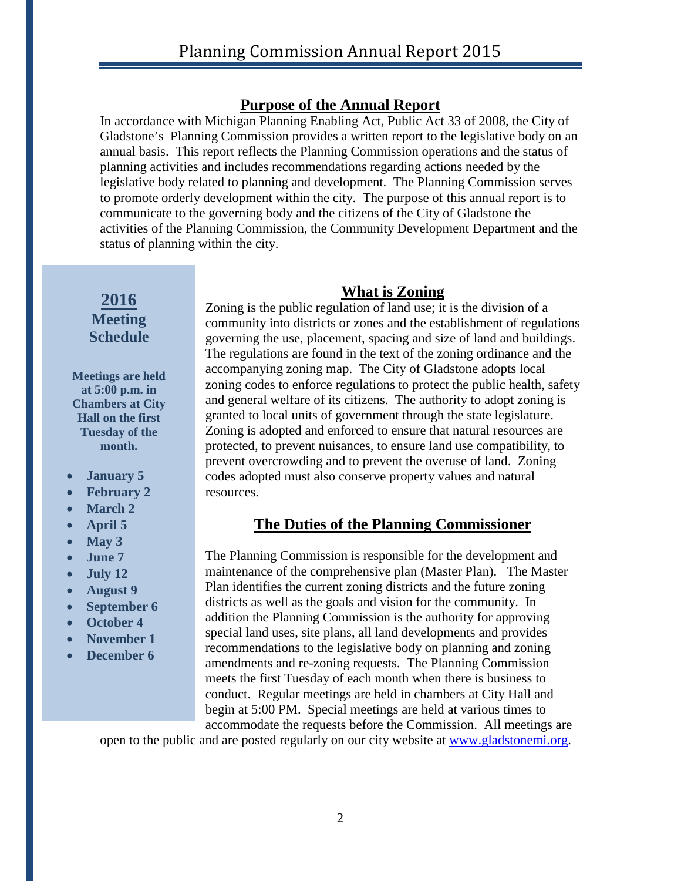# Planning Commission Annual Report 2015

## Purpose of the Annual Report

In accordance with Michigan Planning Enabling Act, Public Act 33 of 2008, the City of Gladstone's Planning Commission provides a written report to the legislative body on an annual basis. This report reflects the Planning Commission operations and the status of planning activities and includes recommendations regarding actions needed by the legislative body related to planning and development. The Planning Commission serves to promote orderly development within the city. The purpose of this annual report is to communicate to the governing body and the citizens of the City of Gladstone the activities of the Planning Commission, the Community Development Department and the status of planning within the city.

## 2016 Meeting Schedule

**Meetings are held at 5:00 p.m. in Chambers at City Hall on the first Tuesday of the month.**

- **January 5**
- **February 2**
- **March 2**
- **April 5**
- **May 3**
- **June 7**
- **July 12**
- **August 9**
- **September 6**
- **October 4**
- **November 1**
- **December 6**

## What is Zoning

Zoning is the public regulation of land use; it is the division of a community into districts or zones and the establishment of regulations governing the use, placement, spacing and size of land and buildings. The regulations are found in the text of the zoning ordinance and the accompanying zoning map. The City of Gladstone adopts local zoning codes to enforce regulations to protect the public health, safety and general welfare of its citizens. The authority to adopt zoning is granted to local units of government through the state legislature. Zoning is adopted and enforced to ensure that natural resources are protected, to prevent nuisances, to ensure land use compatibility, to prevent overcrowding and to prevent the overuse of land. Zoning codes adopted must also conserve property values and natural resources.

## The Duties of the Planning Commissioner

The Planning Commission is responsible for the development and maintenance of the comprehensive plan (Master Plan). The Master Plan identifies the current zoning districts and the future zoning districts as well as the goals and vision for the community. In addition the Planning Commission is the authority for approving special land uses, site plans, all land developments and provides recommendations to the legislative body on planning and zoning amendments and re-zoning requests. The Planning Commission meets the first Tuesday of each month when there is business to conduct. Regular meetings are held in chambers at City Hall and begin at 5:00 PM. Special meetings are held at various times to accommodate the requests before the Commission. All meetings are open to the public and are posted regularly on our city website at www.gladstonemi.org.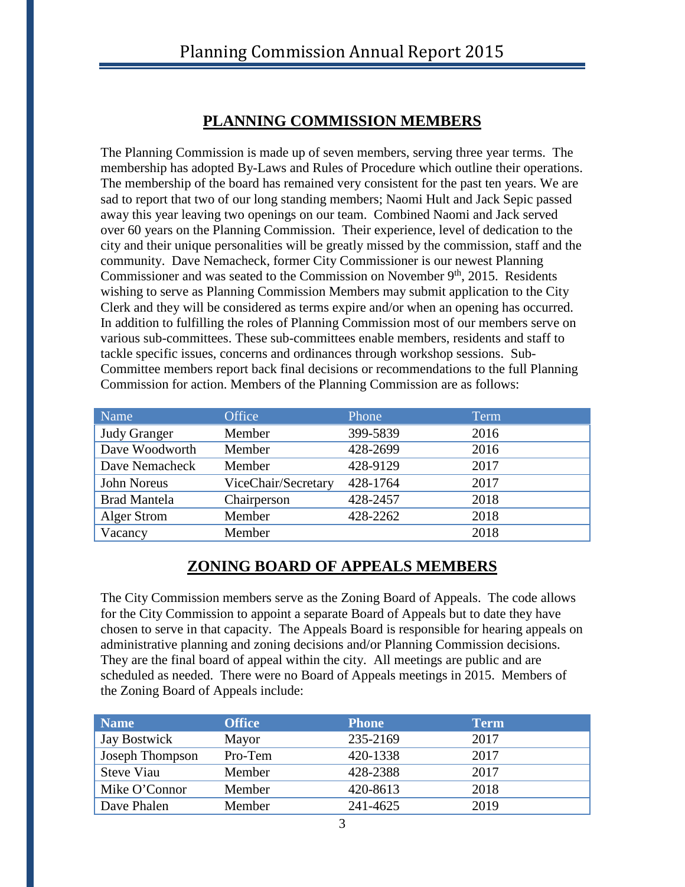## PLANNING COMMISSION MEMBERS

The Planning Commission is made up of seven members, serving three year terms. The membership has adopted By-Laws and Rules of Procedure which outline their operations. The membership of the board has remained very consistent for the past ten years. We are sad to report that two of our long standing members; Naomi Hult and Jack Sepic passed away this year leaving two openings on our team. Combined Naomi and Jack served over 60 years on the Planning Commission. Their experience, level of dedication to the city and their unique personalities will be greatly missed by the commission, staff and the community. Dave Nemacheck, former City Commissioner is our newest Planning Commissioner and was seated to the Commission on November 9th, 2015. Residents wishing to serve as Planning Commission Members may submit application to the City Clerk and they will be considered as terms expire and/or when an opening has occurred. In addition to fulfilling the roles of Planning Commission most of our members serve on various sub-committees. These sub-committees enable members, residents and staff to tackle specific issues, concerns and ordinances through workshop sessions. Sub-Committee members report back final decisions or recommendations to the full Planning Commission for action. Members of the Planning Commission are as follows:

| Name | Office | Phone | Term |
|---|---|---|---|
| Judy Granger | Member | 399-5839 | 2016 |
| Dave Woodworth | Member | 428-2699 | 2016 |
| Dave Nemacheck | Member | 428-9129 | 2017 |
| John Noreus | ViceChair/Secretary | 428-1764 | 2017 |
| Brad Mantela | Chairperson | 428-2457 | 2018 |
| Alger Strom | Member | 428-2262 | 2018 |
| Vacancy | Member | | 2018 |

## ZONING BOARD OF APPEALS MEMBERS

The City Commission members serve as the Zoning Board of Appeals. The code allows for the City Commission to appoint a separate Board of Appeals but to date they have chosen to serve in that capacity. The Appeals Board is responsible for hearing appeals on administrative planning and zoning decisions and/or Planning Commission decisions. They are the final board of appeal within the city. All meetings are public and are scheduled as needed. There were no Board of Appeals meetings in 2015. Members of the Zoning Board of Appeals include:

| Name | Office | Phone | Term |
|---|---|---|---|
| Jay Bostwick | Mayor | 235-2169 | 2017 |
| Joseph Thompson | Pro-Tem | 420-1338 | 2017 |
| Steve Viau | Member | 428-2388 | 2017 |
| Mike O'Connor | Member | 420-8613 | 2018 |
| Dave Phalen | Member | 241-4625 | 2019 |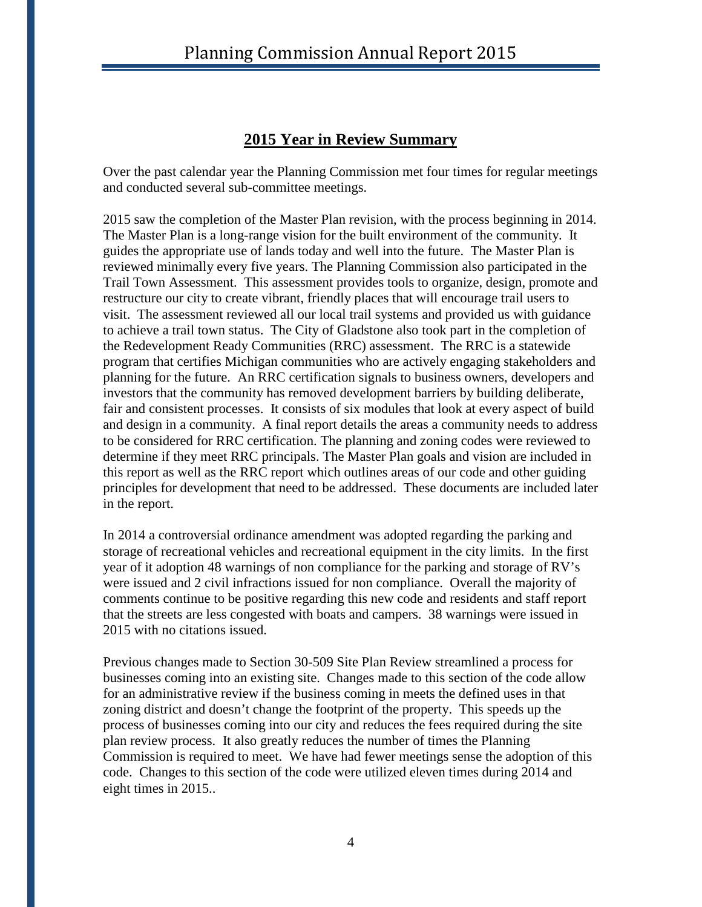## 2015 Year in Review Summary

Over the past calendar year the Planning Commission met four times for regular meetings and conducted several sub-committee meetings.

2015 saw the completion of the Master Plan revision, with the process beginning in 2014. The Master Plan is a long-range vision for the built environment of the community. It guides the appropriate use of lands today and well into the future. The Master Plan is reviewed minimally every five years. The Planning Commission also participated in the Trail Town Assessment. This assessment provides tools to organize, design, promote and restructure our city to create vibrant, friendly places that will encourage trail users to visit. The assessment reviewed all our local trail systems and provided us with guidance to achieve a trail town status. The City of Gladstone also took part in the completion of the Redevelopment Ready Communities (RRC) assessment. The RRC is a statewide program that certifies Michigan communities who are actively engaging stakeholders and planning for the future. An RRC certification signals to business owners, developers and investors that the community has removed development barriers by building deliberate, fair and consistent processes. It consists of six modules that look at every aspect of build and design in a community. A final report details the areas a community needs to address to be considered for RRC certification. The planning and zoning codes were reviewed to determine if they meet RRC principals. The Master Plan goals and vision are included in this report as well as the RRC report which outlines areas of our code and other guiding principles for development that need to be addressed. These documents are included later in the report.

In 2014 a controversial ordinance amendment was adopted regarding the parking and storage of recreational vehicles and recreational equipment in the city limits. In the first year of it adoption 48 warnings of non compliance for the parking and storage of RV's were issued and 2 civil infractions issued for non compliance. Overall the majority of comments continue to be positive regarding this new code and residents and staff report that the streets are less congested with boats and campers. 38 warnings were issued in 2015 with no citations issued.

Previous changes made to Section 30-509 Site Plan Review streamlined a process for businesses coming into an existing site. Changes made to this section of the code allow for an administrative review if the business coming in meets the defined uses in that zoning district and doesn't change the footprint of the property. This speeds up the process of businesses coming into our city and reduces the fees required during the site plan review process. It also greatly reduces the number of times the Planning Commission is required to meet. We have had fewer meetings sense the adoption of this code. Changes to this section of the code were utilized eleven times during 2014 and eight times in 2015..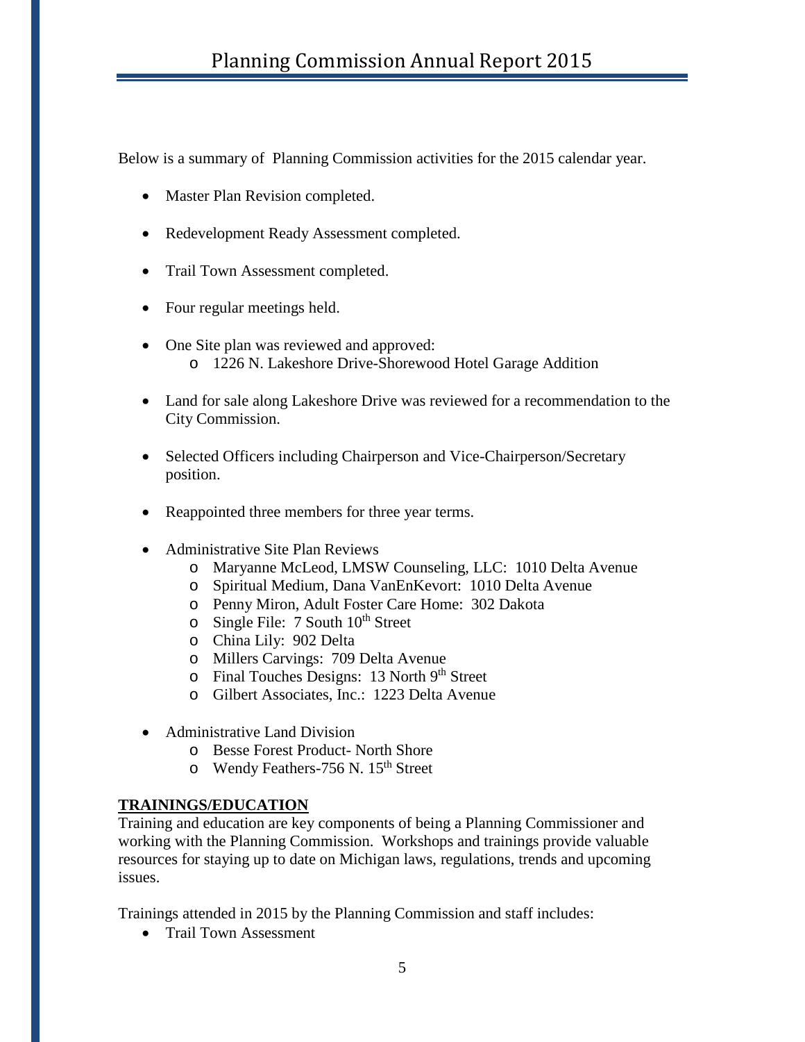# Planning Commission Annual Report 2015

Below is a summary of Planning Commission activities for the 2015 calendar year.

- Master Plan Revision completed.
- Redevelopment Ready Assessment completed.
- Trail Town Assessment completed.
- Four regular meetings held.
- One Site plan was reviewed and approved:
  - 1226 N. Lakeshore Drive-Shorewood Hotel Garage Addition
- Land for sale along Lakeshore Drive was reviewed for a recommendation to the City Commission.
- Selected Officers including Chairperson and Vice-Chairperson/Secretary position.
- Reappointed three members for three year terms.
- Administrative Site Plan Reviews
  - Maryanne McLeod, LMSW Counseling, LLC: 1010 Delta Avenue
  - Spiritual Medium, Dana VanEnKevort: 1010 Delta Avenue
  - Penny Miron, Adult Foster Care Home: 302 Dakota
  - Single File: 7 South 10th Street
  - China Lily: 902 Delta
  - Millers Carvings: 709 Delta Avenue
  - Final Touches Designs: 13 North 9th Street
  - Gilbert Associates, Inc.: 1223 Delta Avenue
- Administrative Land Division
  - Besse Forest Product- North Shore
  - Wendy Feathers-756 N. 15th Street

**TRAININGS/EDUCATION**

Training and education are key components of being a Planning Commissioner and working with the Planning Commission. Workshops and trainings provide valuable resources for staying up to date on Michigan laws, regulations, trends and upcoming issues.

Trainings attended in 2015 by the Planning Commission and staff includes:

- Trail Town Assessment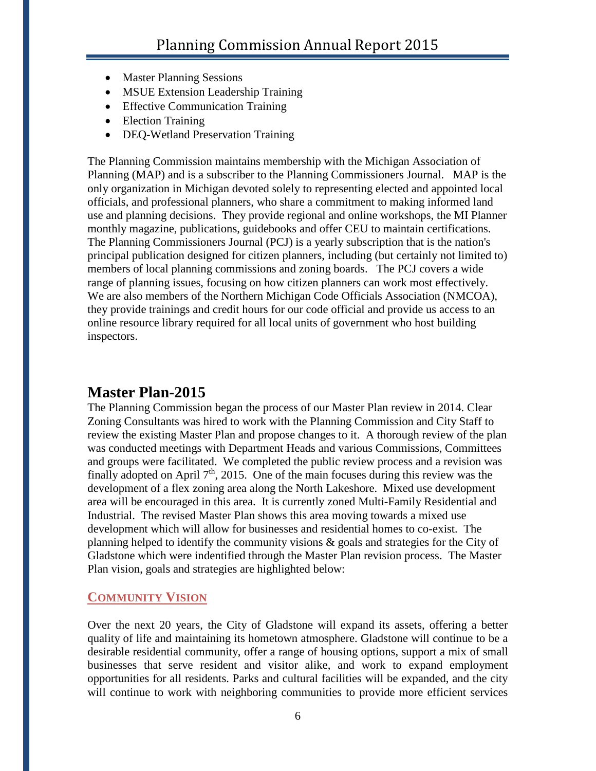- Master Planning Sessions
- MSUE Extension Leadership Training
- Effective Communication Training
- Election Training
- DEQ-Wetland Preservation Training

The Planning Commission maintains membership with the Michigan Association of Planning (MAP) and is a subscriber to the Planning Commissioners Journal. MAP is the only organization in Michigan devoted solely to representing elected and appointed local officials, and professional planners, who share a commitment to making informed land use and planning decisions. They provide regional and online workshops, the MI Planner monthly magazine, publications, guidebooks and offer CEU to maintain certifications. The Planning Commissioners Journal (PCJ) is a yearly subscription that is the nation's principal publication designed for citizen planners, including (but certainly not limited to) members of local planning commissions and zoning boards. The PCJ covers a wide range of planning issues, focusing on how citizen planners can work most effectively. We are also members of the Northern Michigan Code Officials Association (NMCOA), they provide trainings and credit hours for our code official and provide us access to an online resource library required for all local units of government who host building inspectors.

## Master Plan-2015

The Planning Commission began the process of our Master Plan review in 2014. Clear Zoning Consultants was hired to work with the Planning Commission and City Staff to review the existing Master Plan and propose changes to it. A thorough review of the plan was conducted meetings with Department Heads and various Commissions, Committees and groups were facilitated. We completed the public review process and a revision was finally adopted on April 7th, 2015. One of the main focuses during this review was the development of a flex zoning area along the North Lakeshore. Mixed use development area will be encouraged in this area. It is currently zoned Multi-Family Residential and Industrial. The revised Master Plan shows this area moving towards a mixed use development which will allow for businesses and residential homes to co-exist. The planning helped to identify the community visions & goals and strategies for the City of Gladstone which were indentified through the Master Plan revision process. The Master Plan vision, goals and strategies are highlighted below:

### COMMUNITY VISION

Over the next 20 years, the City of Gladstone will expand its assets, offering a better quality of life and maintaining its hometown atmosphere. Gladstone will continue to be a desirable residential community, offer a range of housing options, support a mix of small businesses that serve resident and visitor alike, and work to expand employment opportunities for all residents. Parks and cultural facilities will be expanded, and the city will continue to work with neighboring communities to provide more efficient services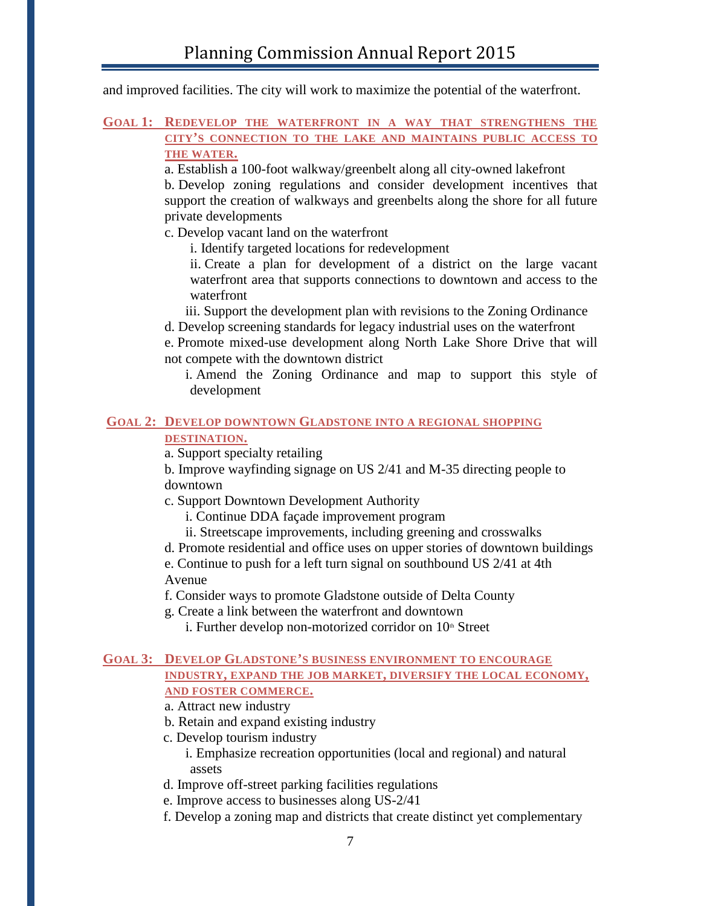and improved facilities. The city will work to maximize the potential of the waterfront.

### GOAL 1: REDEVELOP THE WATERFRONT IN A WAY THAT STRENGTHENS THE CITY'S CONNECTION TO THE LAKE AND MAINTAINS PUBLIC ACCESS TO THE WATER.

a. Establish a 100-foot walkway/greenbelt along all city-owned lakefront

b. Develop zoning regulations and consider development incentives that support the creation of walkways and greenbelts along the shore for all future private developments

c. Develop vacant land on the waterfront

  i. Identify targeted locations for redevelopment

  ii. Create a plan for development of a district on the large vacant waterfront area that supports connections to downtown and access to the waterfront

  iii. Support the development plan with revisions to the Zoning Ordinance

d. Develop screening standards for legacy industrial uses on the waterfront

e. Promote mixed-use development along North Lake Shore Drive that will not compete with the downtown district

  i. Amend the Zoning Ordinance and map to support this style of development

### GOAL 2: DEVELOP DOWNTOWN GLADSTONE INTO A REGIONAL SHOPPING DESTINATION.

a. Support specialty retailing

b. Improve wayfinding signage on US 2/41 and M-35 directing people to downtown

c. Support Downtown Development Authority

  i. Continue DDA façade improvement program

  ii. Streetscape improvements, including greening and crosswalks

d. Promote residential and office uses on upper stories of downtown buildings

e. Continue to push for a left turn signal on southbound US 2/41 at 4th Avenue

f. Consider ways to promote Gladstone outside of Delta County

g. Create a link between the waterfront and downtown

  i. Further develop non-motorized corridor on 10th Street

### GOAL 3: DEVELOP GLADSTONE'S BUSINESS ENVIRONMENT TO ENCOURAGE INDUSTRY, EXPAND THE JOB MARKET, DIVERSIFY THE LOCAL ECONOMY, AND FOSTER COMMERCE.

a. Attract new industry

b. Retain and expand existing industry

c. Develop tourism industry

  i. Emphasize recreation opportunities (local and regional) and natural assets

d. Improve off-street parking facilities regulations

e. Improve access to businesses along US-2/41

f. Develop a zoning map and districts that create distinct yet complementary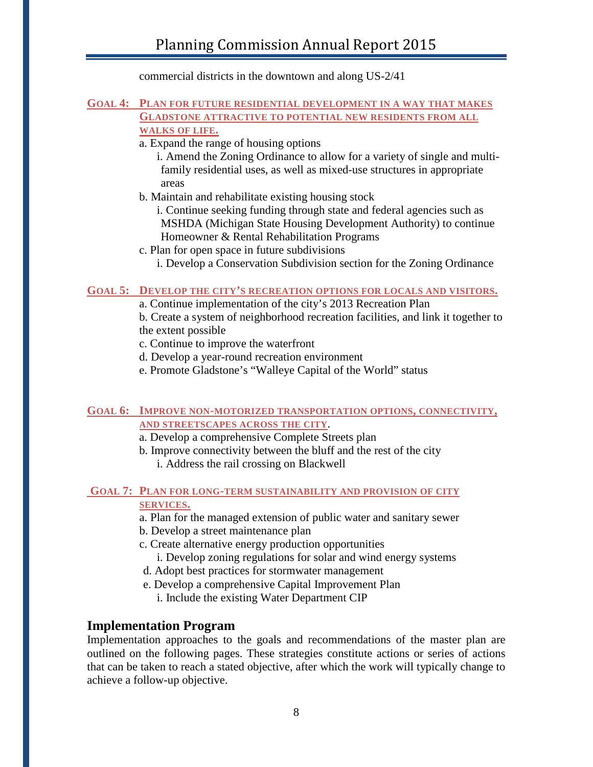commercial districts in the downtown and along US-2/41

**GOAL 4: PLAN FOR FUTURE RESIDENTIAL DEVELOPMENT IN A WAY THAT MAKES GLADSTONE ATTRACTIVE TO POTENTIAL NEW RESIDENTS FROM ALL WALKS OF LIFE.**

a. Expand the range of housing options
   - i. Amend the Zoning Ordinance to allow for a variety of single and multi-family residential uses, as well as mixed-use structures in appropriate areas

b. Maintain and rehabilitate existing housing stock
   - i. Continue seeking funding through state and federal agencies such as MSHDA (Michigan State Housing Development Authority) to continue Homeowner & Rental Rehabilitation Programs

c. Plan for open space in future subdivisions
   - i. Develop a Conservation Subdivision section for the Zoning Ordinance

**GOAL 5: DEVELOP THE CITY'S RECREATION OPTIONS FOR LOCALS AND VISITORS.**

a. Continue implementation of the city's 2013 Recreation Plan

b. Create a system of neighborhood recreation facilities, and link it together to the extent possible

c. Continue to improve the waterfront

d. Develop a year-round recreation environment

e. Promote Gladstone's "Walleye Capital of the World" status

**GOAL 6: IMPROVE NON-MOTORIZED TRANSPORTATION OPTIONS, CONNECTIVITY, AND STREETSCAPES ACROSS THE CITY.**

a. Develop a comprehensive Complete Streets plan

b. Improve connectivity between the bluff and the rest of the city
   - i. Address the rail crossing on Blackwell

**GOAL 7: PLAN FOR LONG-TERM SUSTAINABILITY AND PROVISION OF CITY SERVICES.**

a. Plan for the managed extension of public water and sanitary sewer

b. Develop a street maintenance plan

c. Create alternative energy production opportunities
   - i. Develop zoning regulations for solar and wind energy systems

d. Adopt best practices for stormwater management

e. Develop a comprehensive Capital Improvement Plan
   - i. Include the existing Water Department CIP

## Implementation Program

Implementation approaches to the goals and recommendations of the master plan are outlined on the following pages. These strategies constitute actions or series of actions that can be taken to reach a stated objective, after which the work will typically change to achieve a follow-up objective.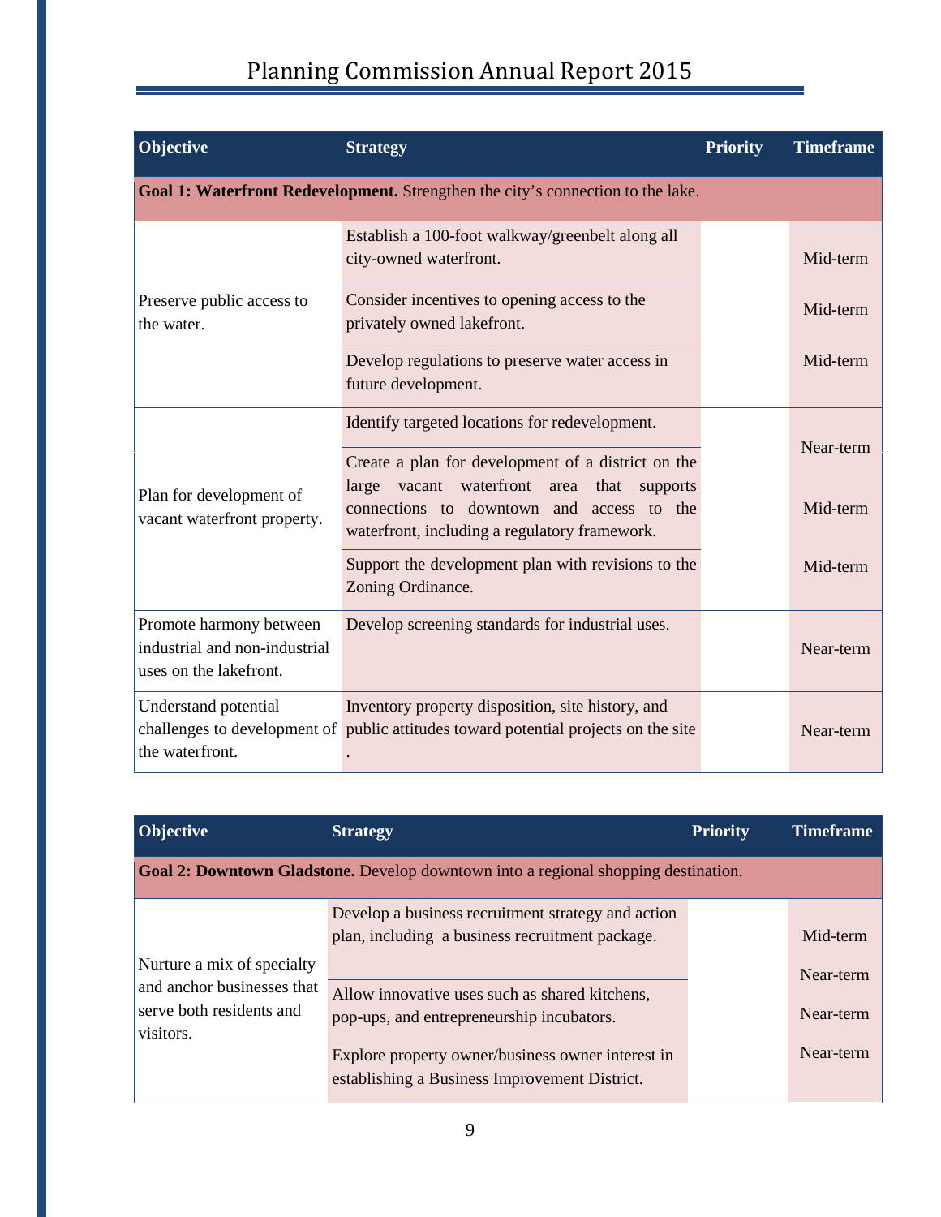| Objective | Strategy | Priority | Timeframe |
|---|---|---|---|
| **Goal 1: Waterfront Redevelopment.** Strengthen the city's connection to the lake. | | | |
| Preserve public access to the water. | Establish a 100-foot walkway/greenbelt along all city-owned waterfront. | | Mid-term |
| | Consider incentives to opening access to the privately owned lakefront. | | Mid-term |
| | Develop regulations to preserve water access in future development. | | Mid-term |
| Plan for development of vacant waterfront property. | Identify targeted locations for redevelopment. | | Near-term |
| | Create a plan for development of a district on the large vacant waterfront area that supports connections to downtown and access to the waterfront, including a regulatory framework. | | Mid-term |
| | Support the development plan with revisions to the Zoning Ordinance. | | Mid-term |
| Promote harmony between industrial and non-industrial uses on the lakefront. | Develop screening standards for industrial uses. | | Near-term |
| Understand potential challenges to development of the waterfront. | Inventory property disposition, site history, and public attitudes toward potential projects on the site . | | Near-term |

| Objective | Strategy | Priority | Timeframe |
|---|---|---|---|
| **Goal 2: Downtown Gladstone.** Develop downtown into a regional shopping destination. | | | |
| Nurture a mix of specialty and anchor businesses that serve both residents and visitors. | Develop a business recruitment strategy and action plan, including a business recruitment package. | | Mid-term |
| | Allow innovative uses such as shared kitchens, pop-ups, and entrepreneurship incubators. | | Near-term |
| | Explore property owner/business owner interest in establishing a Business Improvement District. | | Near-term |
| | | | Near-term |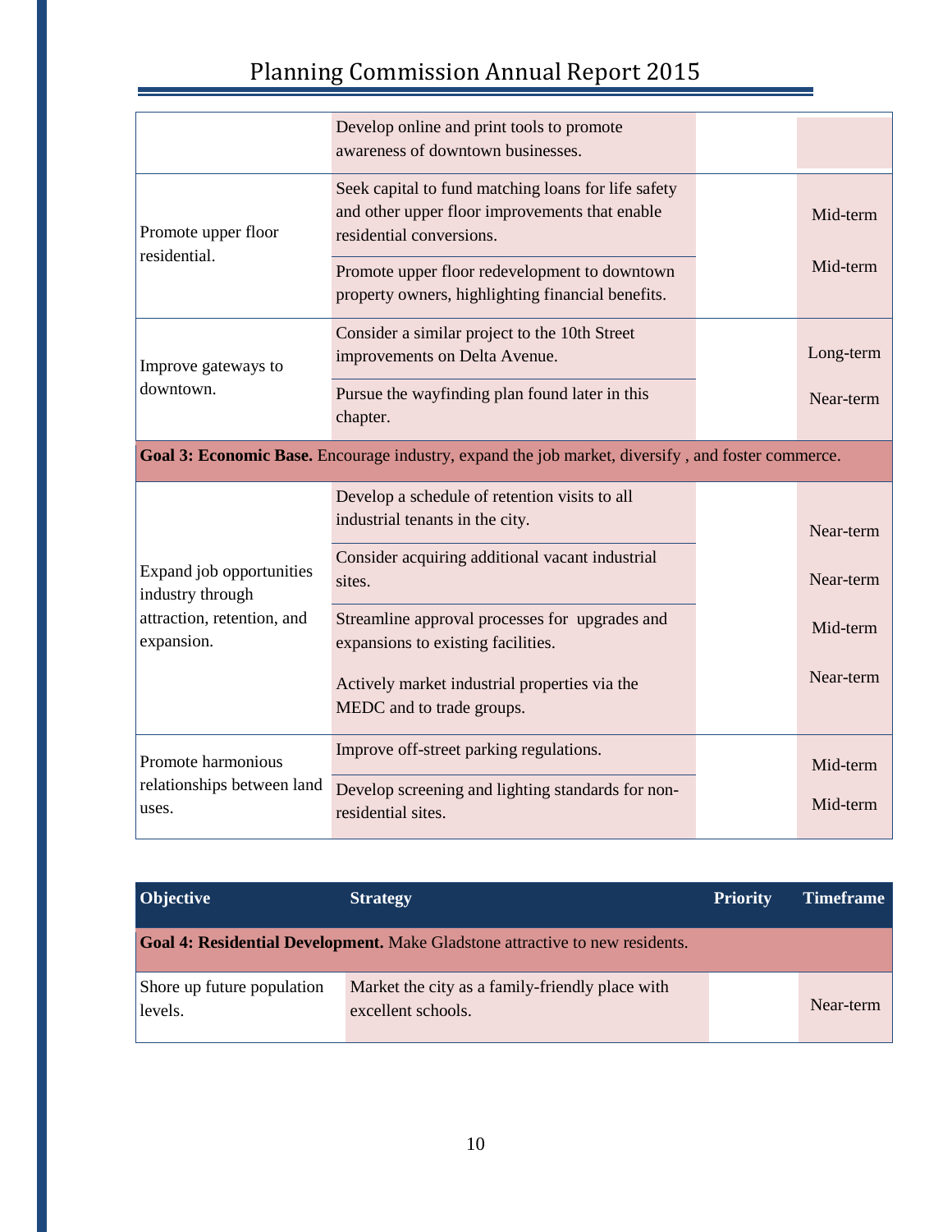| Objective | Strategy | Priority | Timeframe |
|---|---|---|---|
| | Develop online and print tools to promote awareness of downtown businesses. | | |
| Promote upper floor residential. | Seek capital to fund matching loans for life safety and other upper floor improvements that enable residential conversions. | | Mid-term |
| | Promote upper floor redevelopment to downtown property owners, highlighting financial benefits. | | Mid-term |
| Improve gateways to downtown. | Consider a similar project to the 10th Street improvements on Delta Avenue. | | Long-term |
| | Pursue the wayfinding plan found later in this chapter. | | Near-term |
| **Goal 3: Economic Base.** Encourage industry, expand the job market, diversify , and foster commerce. | | | |
| Expand job opportunities industry through attraction, retention, and expansion. | Develop a schedule of retention visits to all industrial tenants in the city. | | Near-term |
| | Consider acquiring additional vacant industrial sites. | | Near-term |
| | Streamline approval processes for upgrades and expansions to existing facilities. | | Mid-term |
| | Actively market industrial properties via the MEDC and to trade groups. | | Near-term |
| Promote harmonious relationships between land uses. | Improve off-street parking regulations. | | Mid-term |
| | Develop screening and lighting standards for non-residential sites. | | Mid-term |

| Objective | Strategy | Priority | Timeframe |
|---|---|---|---|
| **Goal 4: Residential Development.** Make Gladstone attractive to new residents. | | | |
| Shore up future population levels. | Market the city as a family-friendly place with excellent schools. | | Near-term |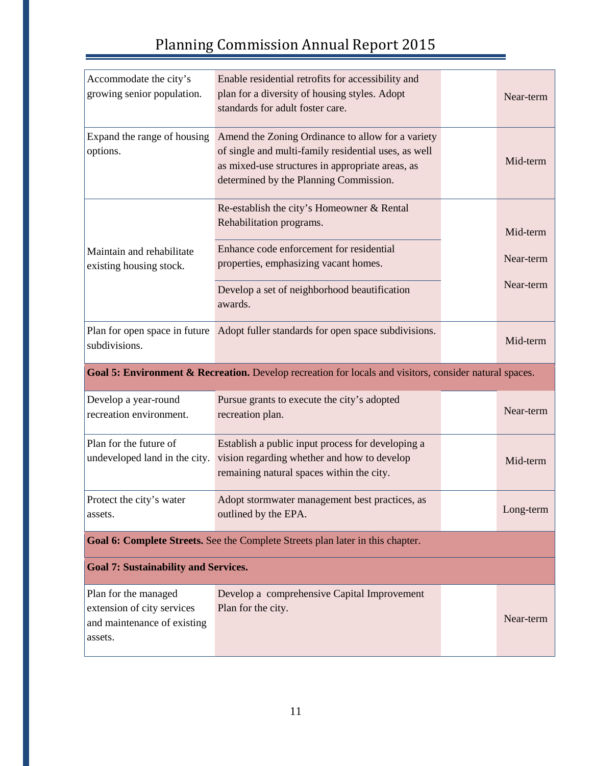| | | | |
|---|---|---|---|
| Accommodate the city's growing senior population. | Enable residential retrofits for accessibility and plan for a diversity of housing styles. Adopt standards for adult foster care. | | Near-term |
| Expand the range of housing options. | Amend the Zoning Ordinance to allow for a variety of single and multi-family residential uses, as well as mixed-use structures in appropriate areas, as determined by the Planning Commission. | | Mid-term |
| Maintain and rehabilitate existing housing stock. | Re-establish the city's Homeowner & Rental Rehabilitation programs. | | Mid-term |
| | Enhance code enforcement for residential properties, emphasizing vacant homes. | | Near-term |
| | Develop a set of neighborhood beautification awards. | | Near-term |
| Plan for open space in future subdivisions. | Adopt fuller standards for open space subdivisions. | | Mid-term |
| **Goal 5: Environment & Recreation.** Develop recreation for locals and visitors, consider natural spaces. | | | |
| Develop a year-round recreation environment. | Pursue grants to execute the city's adopted recreation plan. | | Near-term |
| Plan for the future of undeveloped land in the city. | Establish a public input process for developing a vision regarding whether and how to develop remaining natural spaces within the city. | | Mid-term |
| Protect the city's water assets. | Adopt stormwater management best practices, as outlined by the EPA. | | Long-term |
| **Goal 6: Complete Streets.** See the Complete Streets plan later in this chapter. | | | |
| **Goal 7: Sustainability and Services.** | | | |
| Plan for the managed extension of city services and maintenance of existing assets. | Develop a comprehensive Capital Improvement Plan for the city. | | Near-term |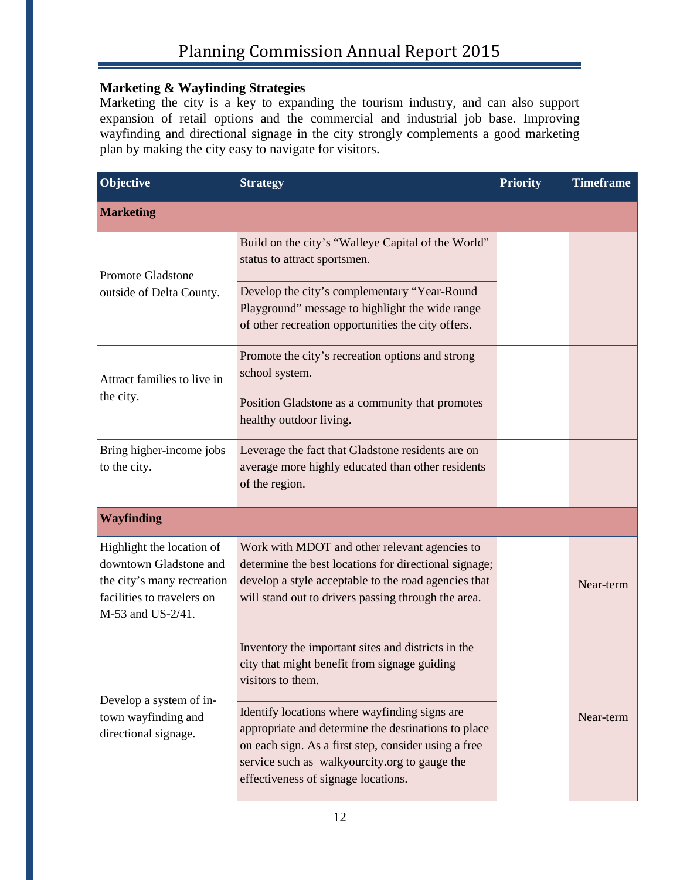### Marketing & Wayfinding Strategies

Marketing the city is a key to expanding the tourism industry, and can also support expansion of retail options and the commercial and industrial job base. Improving wayfinding and directional signage in the city strongly complements a good marketing plan by making the city easy to navigate for visitors.

| Objective | Strategy | Priority | Timeframe |
|---|---|---|---|
| **Marketing** | | | |
| Promote Gladstone outside of Delta County. | Build on the city's "Walleye Capital of the World" status to attract sportsmen. | | |
| | Develop the city's complementary "Year-Round Playground" message to highlight the wide range of other recreation opportunities the city offers. | | |
| Attract families to live in the city. | Promote the city's recreation options and strong school system. | | |
| | Position Gladstone as a community that promotes healthy outdoor living. | | |
| Bring higher-income jobs to the city. | Leverage the fact that Gladstone residents are on average more highly educated than other residents of the region. | | |
| **Wayfinding** | | | |
| Highlight the location of downtown Gladstone and the city's many recreation facilities to travelers on M-53 and US-2/41. | Work with MDOT and other relevant agencies to determine the best locations for directional signage; develop a style acceptable to the road agencies that will stand out to drivers passing through the area. | | Near-term |
| Develop a system of in-town wayfinding and directional signage. | Inventory the important sites and districts in the city that might benefit from signage guiding visitors to them. | | Near-term |
| | Identify locations where wayfinding signs are appropriate and determine the destinations to place on each sign. As a first step, consider using a free service such as walkyourcity.org to gauge the effectiveness of signage locations. | | |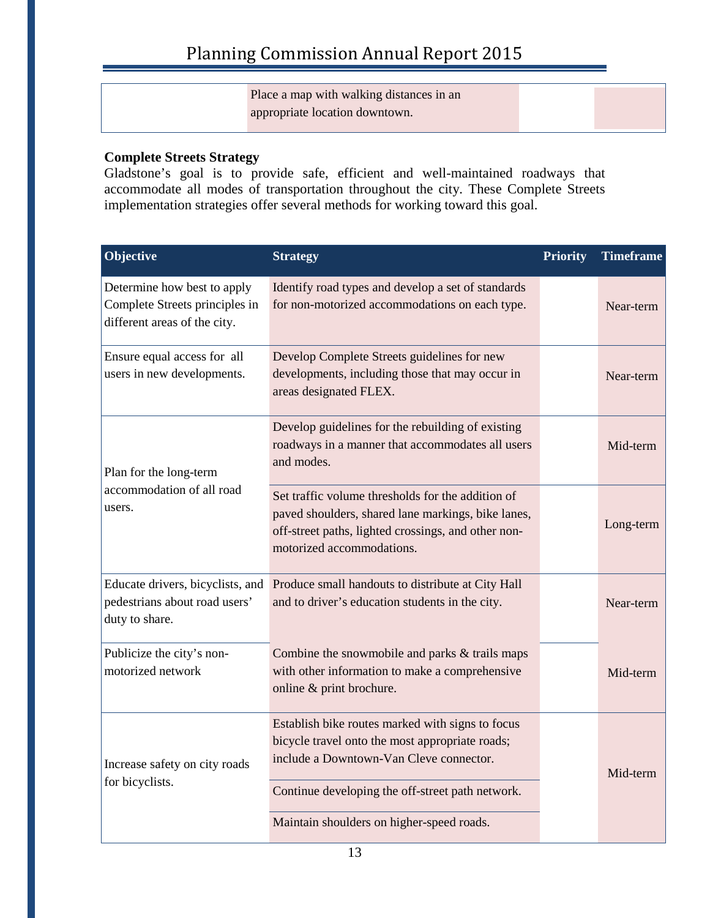| | Place a map with walking distances in an appropriate location downtown. | | |
|---|---|---|---|

**Complete Streets Strategy**

Gladstone's goal is to provide safe, efficient and well-maintained roadways that accommodate all modes of transportation throughout the city. These Complete Streets implementation strategies offer several methods for working toward this goal.

| Objective | Strategy | Priority | Timeframe |
|---|---|---|---|
| Determine how best to apply Complete Streets principles in different areas of the city. | Identify road types and develop a set of standards for non-motorized accommodations on each type. | | Near-term |
| Ensure equal access for all users in new developments. | Develop Complete Streets guidelines for new developments, including those that may occur in areas designated FLEX. | | Near-term |
| Plan for the long-term accommodation of all road users. | Develop guidelines for the rebuilding of existing roadways in a manner that accommodates all users and modes. | | Mid-term |
| | Set traffic volume thresholds for the addition of paved shoulders, shared lane markings, bike lanes, off-street paths, lighted crossings, and other non-motorized accommodations. | | Long-term |
| Educate drivers, bicyclists, and pedestrians about road users' duty to share. | Produce small handouts to distribute at City Hall and to driver's education students in the city. | | Near-term |
| Publicize the city's non-motorized network | Combine the snowmobile and parks & trails maps with other information to make a comprehensive online & print brochure. | | Mid-term |
| Increase safety on city roads for bicyclists. | Establish bike routes marked with signs to focus bicycle travel onto the most appropriate roads; include a Downtown-Van Cleve connector. | | Mid-term |
| | Continue developing the off-street path network. | | |
| | Maintain shoulders on higher-speed roads. | | |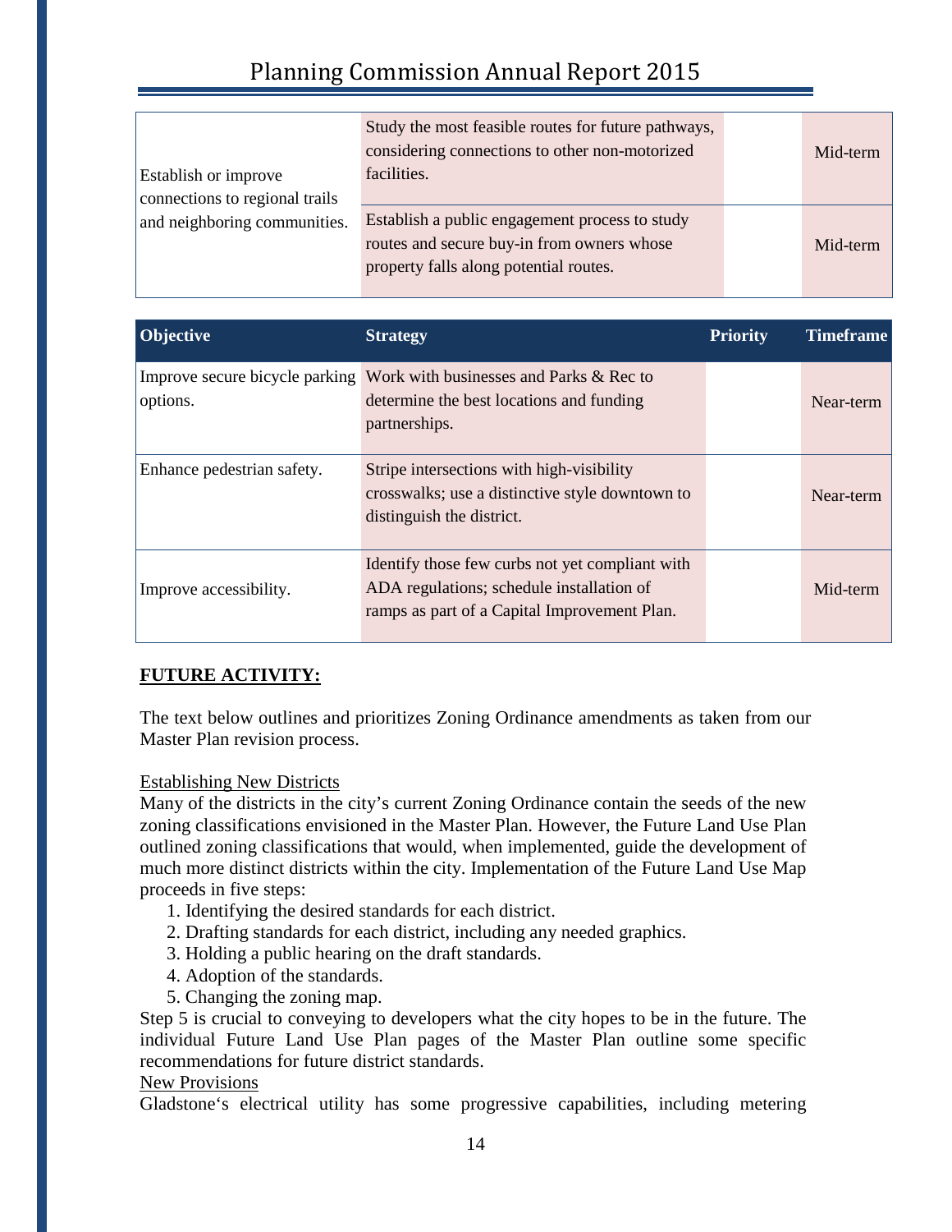| | | | |
|---|---|---|---|
| Establish or improve connections to regional trails and neighboring communities. | Study the most feasible routes for future pathways, considering connections to other non-motorized facilities. | | Mid-term |
| | Establish a public engagement process to study routes and secure buy-in from owners whose property falls along potential routes. | | Mid-term |

| Objective | Strategy | Priority | Timeframe |
|---|---|---|---|
| Improve secure bicycle parking options. | Work with businesses and Parks & Rec to determine the best locations and funding partnerships. | | Near-term |
| Enhance pedestrian safety. | Stripe intersections with high-visibility crosswalks; use a distinctive style downtown to distinguish the district. | | Near-term |
| Improve accessibility. | Identify those few curbs not yet compliant with ADA regulations; schedule installation of ramps as part of a Capital Improvement Plan. | | Mid-term |

**FUTURE ACTIVITY:**

The text below outlines and prioritizes Zoning Ordinance amendments as taken from our Master Plan revision process.

Establishing New Districts

Many of the districts in the city's current Zoning Ordinance contain the seeds of the new zoning classifications envisioned in the Master Plan. However, the Future Land Use Plan outlined zoning classifications that would, when implemented, guide the development of much more distinct districts within the city. Implementation of the Future Land Use Map proceeds in five steps:

1. Identifying the desired standards for each district.
2. Drafting standards for each district, including any needed graphics.
3. Holding a public hearing on the draft standards.
4. Adoption of the standards.
5. Changing the zoning map.

Step 5 is crucial to conveying to developers what the city hopes to be in the future. The individual Future Land Use Plan pages of the Master Plan outline some specific recommendations for future district standards.

New Provisions

Gladstone's electrical utility has some progressive capabilities, including metering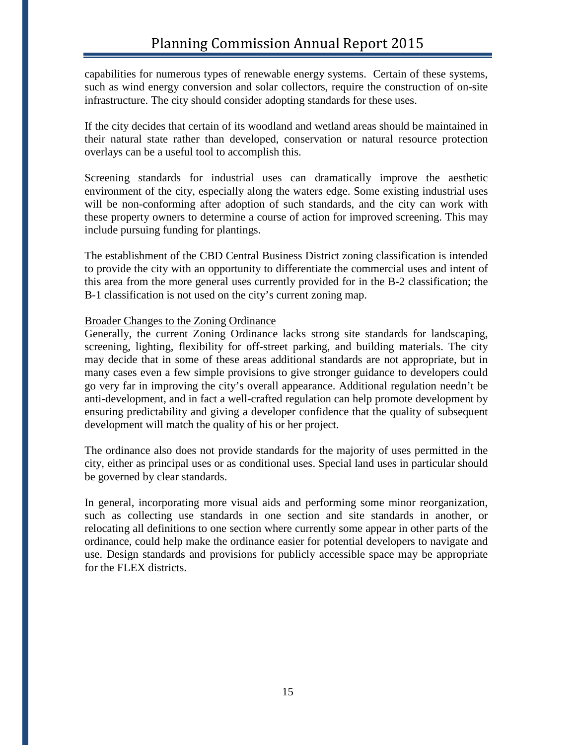capabilities for numerous types of renewable energy systems. Certain of these systems, such as wind energy conversion and solar collectors, require the construction of on-site infrastructure. The city should consider adopting standards for these uses.

If the city decides that certain of its woodland and wetland areas should be maintained in their natural state rather than developed, conservation or natural resource protection overlays can be a useful tool to accomplish this.

Screening standards for industrial uses can dramatically improve the aesthetic environment of the city, especially along the waters edge. Some existing industrial uses will be non-conforming after adoption of such standards, and the city can work with these property owners to determine a course of action for improved screening. This may include pursuing funding for plantings.

The establishment of the CBD Central Business District zoning classification is intended to provide the city with an opportunity to differentiate the commercial uses and intent of this area from the more general uses currently provided for in the B-2 classification; the B-1 classification is not used on the city's current zoning map.

<u>Broader Changes to the Zoning Ordinance</u>

Generally, the current Zoning Ordinance lacks strong site standards for landscaping, screening, lighting, flexibility for off-street parking, and building materials. The city may decide that in some of these areas additional standards are not appropriate, but in many cases even a few simple provisions to give stronger guidance to developers could go very far in improving the city's overall appearance. Additional regulation needn't be anti-development, and in fact a well-crafted regulation can help promote development by ensuring predictability and giving a developer confidence that the quality of subsequent development will match the quality of his or her project.

The ordinance also does not provide standards for the majority of uses permitted in the city, either as principal uses or as conditional uses. Special land uses in particular should be governed by clear standards.

In general, incorporating more visual aids and performing some minor reorganization, such as collecting use standards in one section and site standards in another, or relocating all definitions to one section where currently some appear in other parts of the ordinance, could help make the ordinance easier for potential developers to navigate and use. Design standards and provisions for publicly accessible space may be appropriate for the FLEX districts.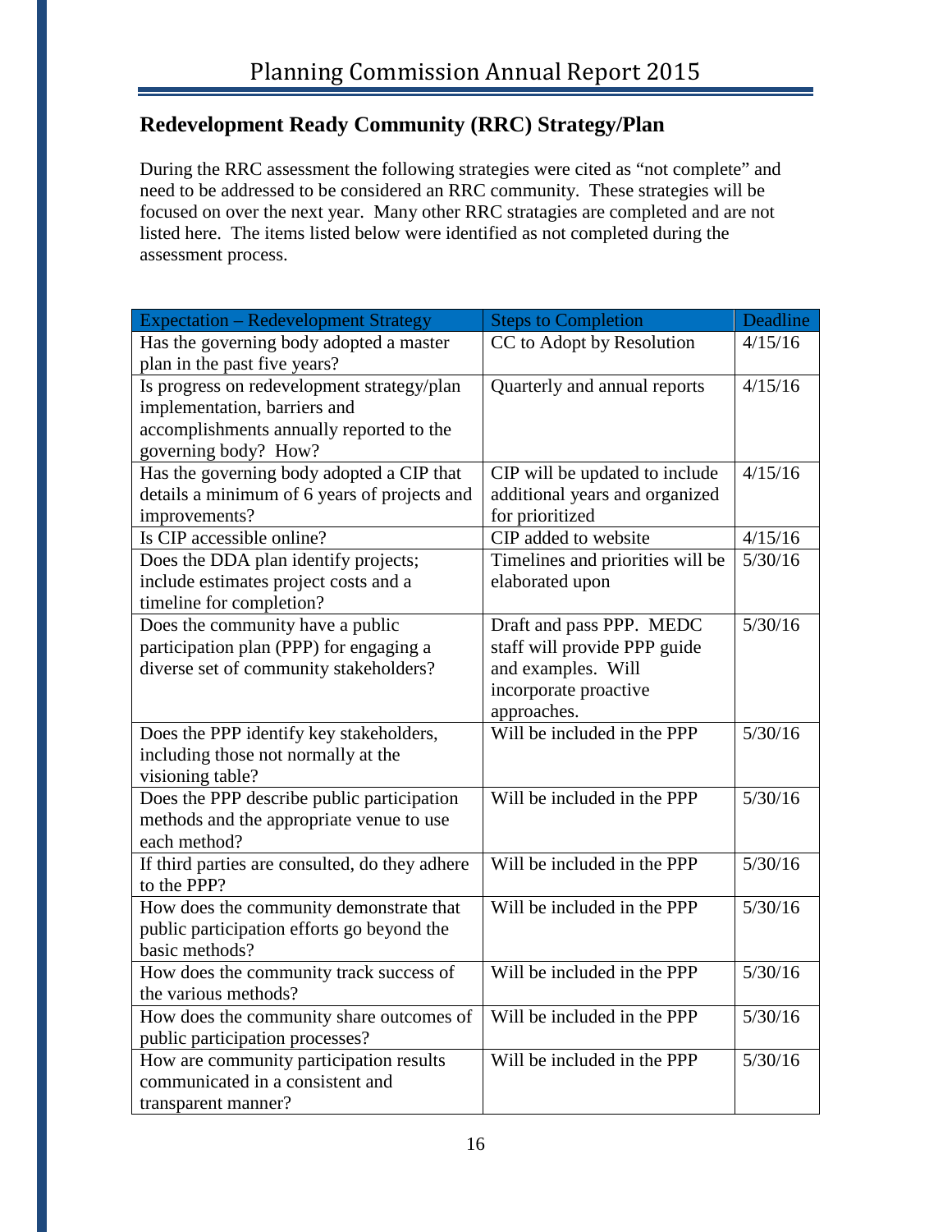## Redevelopment Ready Community (RRC) Strategy/Plan

During the RRC assessment the following strategies were cited as "not complete" and need to be addressed to be considered an RRC community. These strategies will be focused on over the next year. Many other RRC stratagies are completed and are not listed here. The items listed below were identified as not completed during the assessment process.

| Expectation – Redevelopment Strategy | Steps to Completion | Deadline |
|---|---|---|
| Has the governing body adopted a master plan in the past five years? | CC to Adopt by Resolution | 4/15/16 |
| Is progress on redevelopment strategy/plan implementation, barriers and accomplishments annually reported to the governing body? How? | Quarterly and annual reports | 4/15/16 |
| Has the governing body adopted a CIP that details a minimum of 6 years of projects and improvements? | CIP will be updated to include additional years and organized for prioritized | 4/15/16 |
| Is CIP accessible online? | CIP added to website | 4/15/16 |
| Does the DDA plan identify projects; include estimates project costs and a timeline for completion? | Timelines and priorities will be elaborated upon | 5/30/16 |
| Does the community have a public participation plan (PPP) for engaging a diverse set of community stakeholders? | Draft and pass PPP. MEDC staff will provide PPP guide and examples. Will incorporate proactive approaches. | 5/30/16 |
| Does the PPP identify key stakeholders, including those not normally at the visioning table? | Will be included in the PPP | 5/30/16 |
| Does the PPP describe public participation methods and the appropriate venue to use each method? | Will be included in the PPP | 5/30/16 |
| If third parties are consulted, do they adhere to the PPP? | Will be included in the PPP | 5/30/16 |
| How does the community demonstrate that public participation efforts go beyond the basic methods? | Will be included in the PPP | 5/30/16 |
| How does the community track success of the various methods? | Will be included in the PPP | 5/30/16 |
| How does the community share outcomes of public participation processes? | Will be included in the PPP | 5/30/16 |
| How are community participation results communicated in a consistent and transparent manner? | Will be included in the PPP | 5/30/16 |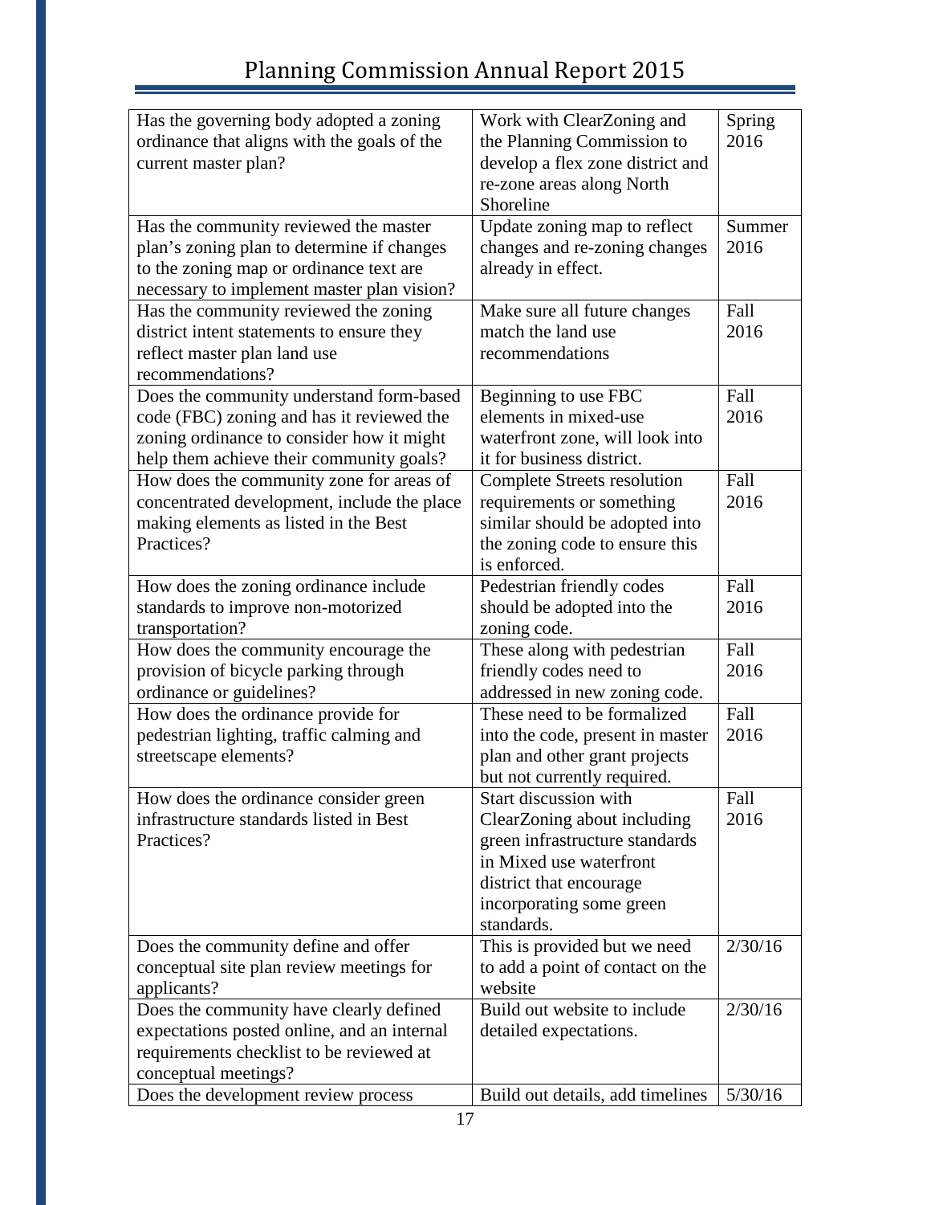| | | |
|---|---|---|
| Has the governing body adopted a zoning ordinance that aligns with the goals of the current master plan? | Work with ClearZoning and the Planning Commission to develop a flex zone district and re-zone areas along North Shoreline | Spring 2016 |
| Has the community reviewed the master plan's zoning plan to determine if changes to the zoning map or ordinance text are necessary to implement master plan vision? | Update zoning map to reflect changes and re-zoning changes already in effect. | Summer 2016 |
| Has the community reviewed the zoning district intent statements to ensure they reflect master plan land use recommendations? | Make sure all future changes match the land use recommendations | Fall 2016 |
| Does the community understand form-based code (FBC) zoning and has it reviewed the zoning ordinance to consider how it might help them achieve their community goals? | Beginning to use FBC elements in mixed-use waterfront zone, will look into it for business district. | Fall 2016 |
| How does the community zone for areas of concentrated development, include the place making elements as listed in the Best Practices? | Complete Streets resolution requirements or something similar should be adopted into the zoning code to ensure this is enforced. | Fall 2016 |
| How does the zoning ordinance include standards to improve non-motorized transportation? | Pedestrian friendly codes should be adopted into the zoning code. | Fall 2016 |
| How does the community encourage the provision of bicycle parking through ordinance or guidelines? | These along with pedestrian friendly codes need to addressed in new zoning code. | Fall 2016 |
| How does the ordinance provide for pedestrian lighting, traffic calming and streetscape elements? | These need to be formalized into the code, present in master plan and other grant projects but not currently required. | Fall 2016 |
| How does the ordinance consider green infrastructure standards listed in Best Practices? | Start discussion with ClearZoning about including green infrastructure standards in Mixed use waterfront district that encourage incorporating some green standards. | Fall 2016 |
| Does the community define and offer conceptual site plan review meetings for applicants? | This is provided but we need to add a point of contact on the website | 2/30/16 |
| Does the community have clearly defined expectations posted online, and an internal requirements checklist to be reviewed at conceptual meetings? | Build out website to include detailed expectations. | 2/30/16 |
| Does the development review process | Build out details, add timelines | 5/30/16 |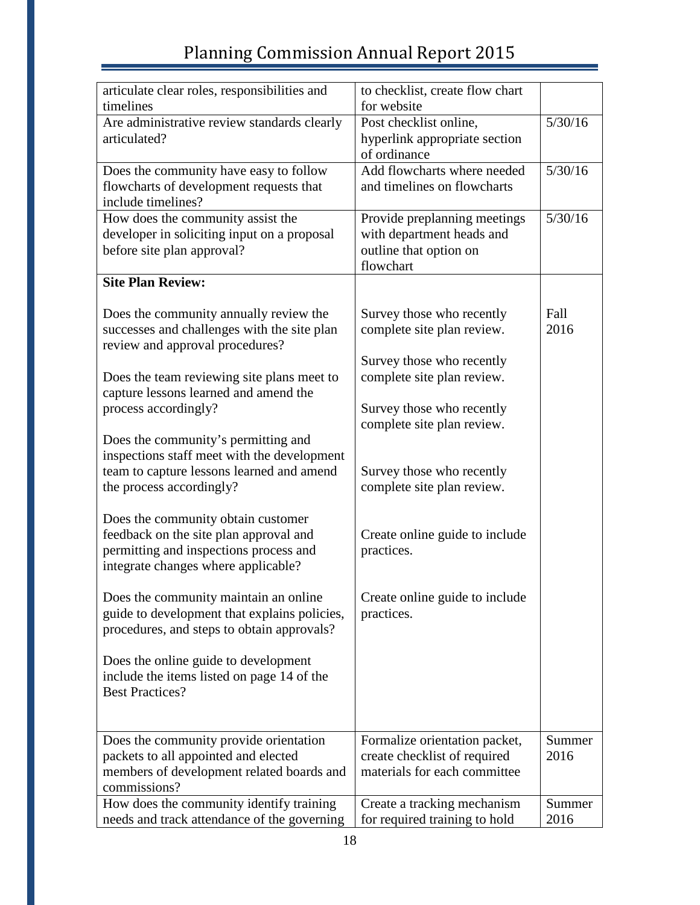| | | |
|---|---|---|
| articulate clear roles, responsibilities and timelines | to checklist, create flow chart for website | |
| Are administrative review standards clearly articulated? | Post checklist online, hyperlink appropriate section of ordinance | 5/30/16 |
| Does the community have easy to follow flowcharts of development requests that include timelines? | Add flowcharts where needed and timelines on flowcharts | 5/30/16 |
| How does the community assist the developer in soliciting input on a proposal before site plan approval? | Provide preplanning meetings with department heads and outline that option on flowchart | 5/30/16 |
| **Site Plan Review:**<br><br>Does the community annually review the successes and challenges with the site plan review and approval procedures?<br><br>Does the team reviewing site plans meet to capture lessons learned and amend the process accordingly?<br><br>Does the community's permitting and inspections staff meet with the development team to capture lessons learned and amend the process accordingly?<br><br>Does the community obtain customer feedback on the site plan approval and permitting and inspections process and integrate changes where applicable?<br><br>Does the community maintain an online guide to development that explains policies, procedures, and steps to obtain approvals?<br><br>Does the online guide to development include the items listed on page 14 of the Best Practices? | Survey those who recently complete site plan review.<br><br>Survey those who recently complete site plan review.<br><br>Survey those who recently complete site plan review.<br><br>Survey those who recently complete site plan review.<br><br>Create online guide to include practices.<br><br>Create online guide to include practices. | Fall 2016 |
| Does the community provide orientation packets to all appointed and elected members of development related boards and commissions? | Formalize orientation packet, create checklist of required materials for each committee | Summer 2016 |
| How does the community identify training needs and track attendance of the governing | Create a tracking mechanism for required training to hold | Summer 2016 |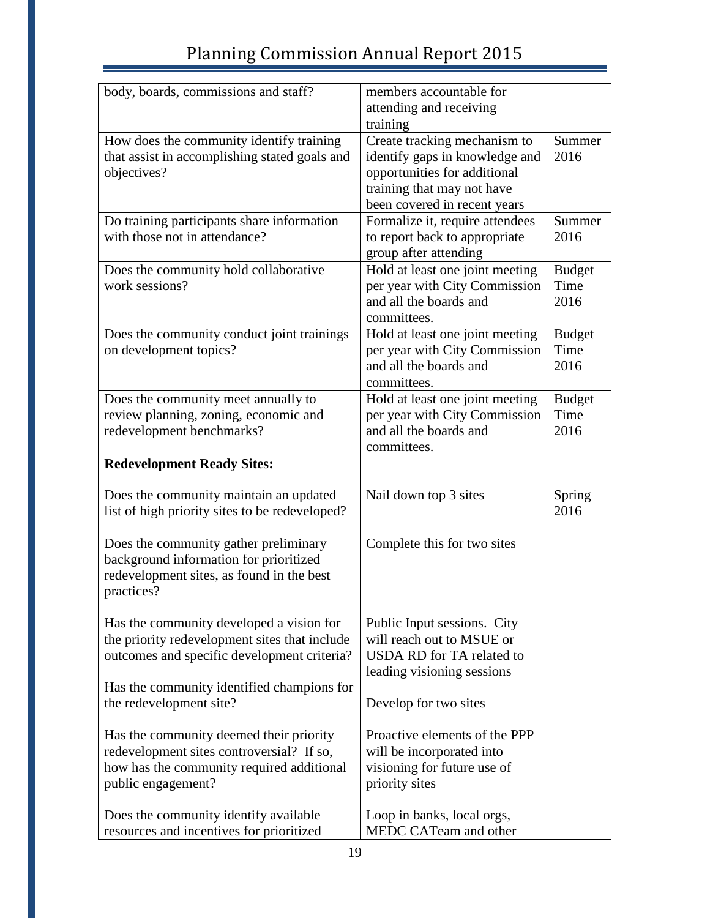| | | |
|---|---|---|
| body, boards, commissions and staff? | members accountable for attending and receiving training | |
| How does the community identify training that assist in accomplishing stated goals and objectives? | Create tracking mechanism to identify gaps in knowledge and opportunities for additional training that may not have been covered in recent years | Summer 2016 |
| Do training participants share information with those not in attendance? | Formalize it, require attendees to report back to appropriate group after attending | Summer 2016 |
| Does the community hold collaborative work sessions? | Hold at least one joint meeting per year with City Commission and all the boards and committees. | Budget Time 2016 |
| Does the community conduct joint trainings on development topics? | Hold at least one joint meeting per year with City Commission and all the boards and committees. | Budget Time 2016 |
| Does the community meet annually to review planning, zoning, economic and redevelopment benchmarks? | Hold at least one joint meeting per year with City Commission and all the boards and committees. | Budget Time 2016 |
| **Redevelopment Ready Sites:** | | |
| Does the community maintain an updated list of high priority sites to be redeveloped? | Nail down top 3 sites | Spring 2016 |
| Does the community gather preliminary background information for prioritized redevelopment sites, as found in the best practices? | Complete this for two sites | |
| Has the community developed a vision for the priority redevelopment sites that include outcomes and specific development criteria? | Public Input sessions. City will reach out to MSUE or USDA RD for TA related to leading visioning sessions | |
| Has the community identified champions for the redevelopment site? | Develop for two sites | |
| Has the community deemed their priority redevelopment sites controversial? If so, how has the community required additional public engagement? | Proactive elements of the PPP will be incorporated into visioning for future use of priority sites | |
| Does the community identify available resources and incentives for prioritized | Loop in banks, local orgs, MEDC CATeam and other | |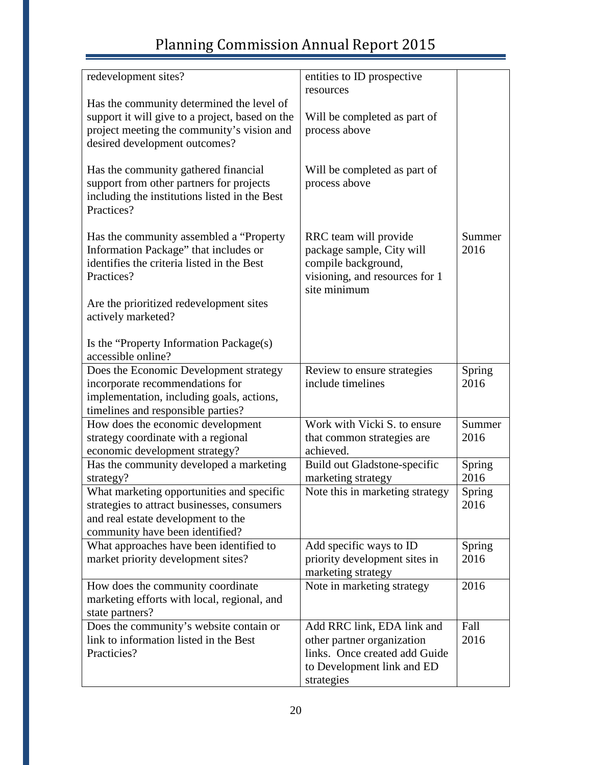| | | |
|---|---|---|
| redevelopment sites?<br><br>Has the community determined the level of support it will give to a project, based on the project meeting the community's vision and desired development outcomes?<br><br>Has the community gathered financial support from other partners for projects including the institutions listed in the Best Practices?<br><br>Has the community assembled a "Property Information Package" that includes or identifies the criteria listed in the Best Practices?<br><br>Are the prioritized redevelopment sites actively marketed?<br><br>Is the "Property Information Package(s) accessible online? | entities to ID prospective resources<br><br>Will be completed as part of process above<br><br>Will be completed as part of process above<br><br>RRC team will provide package sample, City will compile background, visioning, and resources for 1 site minimum | <br><br><br><br><br><br><br><br>Summer 2016 |
| Does the Economic Development strategy incorporate recommendations for implementation, including goals, actions, timelines and responsible parties? | Review to ensure strategies include timelines | Spring 2016 |
| How does the economic development strategy coordinate with a regional economic development strategy? | Work with Vicki S. to ensure that common strategies are achieved. | Summer 2016 |
| Has the community developed a marketing strategy? | Build out Gladstone-specific marketing strategy | Spring 2016 |
| What marketing opportunities and specific strategies to attract businesses, consumers and real estate development to the community have been identified? | Note this in marketing strategy | Spring 2016 |
| What approaches have been identified to market priority development sites? | Add specific ways to ID priority development sites in marketing strategy | Spring 2016 |
| How does the community coordinate marketing efforts with local, regional, and state partners? | Note in marketing strategy | 2016 |
| Does the community's website contain or link to information listed in the Best Practicies? | Add RRC link, EDA link and other partner organization links. Once created add Guide to Development link and ED strategies | Fall 2016 |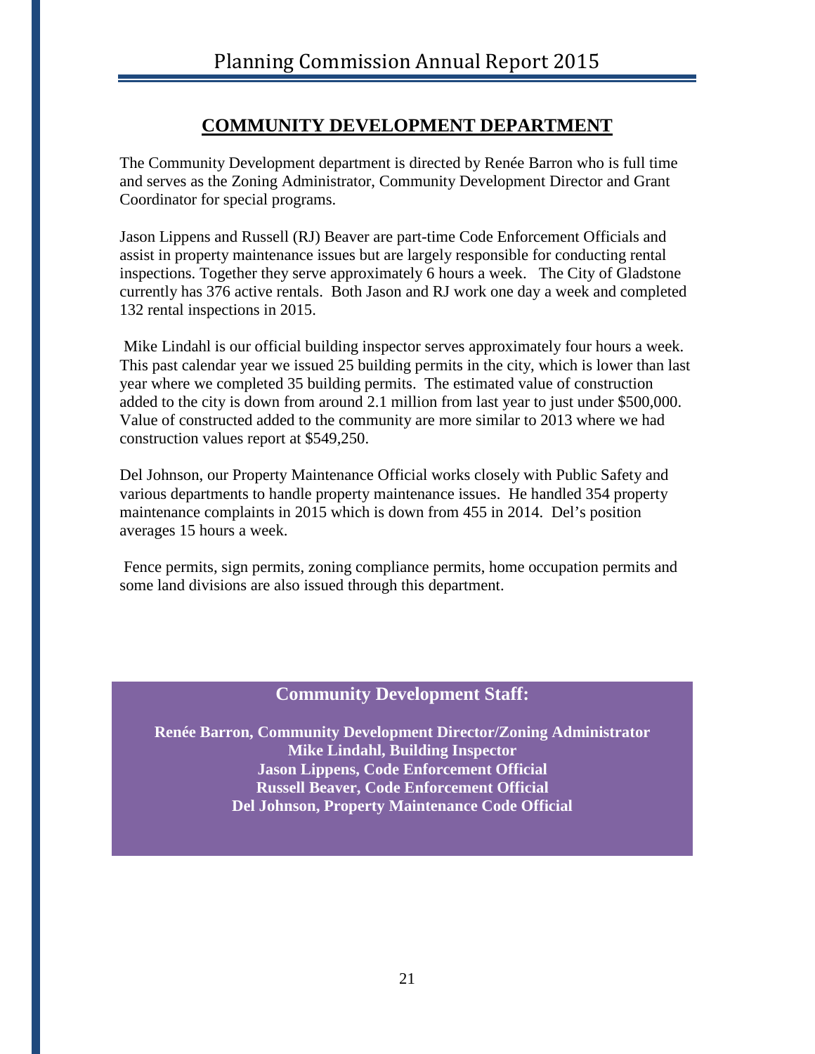## COMMUNITY DEVELOPMENT DEPARTMENT

The Community Development department is directed by Renée Barron who is full time and serves as the Zoning Administrator, Community Development Director and Grant Coordinator for special programs.

Jason Lippens and Russell (RJ) Beaver are part-time Code Enforcement Officials and assist in property maintenance issues but are largely responsible for conducting rental inspections. Together they serve approximately 6 hours a week. The City of Gladstone currently has 376 active rentals. Both Jason and RJ work one day a week and completed 132 rental inspections in 2015.

Mike Lindahl is our official building inspector serves approximately four hours a week. This past calendar year we issued 25 building permits in the city, which is lower than last year where we completed 35 building permits. The estimated value of construction added to the city is down from around 2.1 million from last year to just under $500,000. Value of constructed added to the community are more similar to 2013 where we had construction values report at $549,250.

Del Johnson, our Property Maintenance Official works closely with Public Safety and various departments to handle property maintenance issues. He handled 354 property maintenance complaints in 2015 which is down from 455 in 2014. Del's position averages 15 hours a week.

Fence permits, sign permits, zoning compliance permits, home occupation permits and some land divisions are also issued through this department.

**Community Development Staff:**

**Renée Barron, Community Development Director/Zoning Administrator**
**Mike Lindahl, Building Inspector**
**Jason Lippens, Code Enforcement Official**
**Russell Beaver, Code Enforcement Official**
**Del Johnson, Property Maintenance Code Official**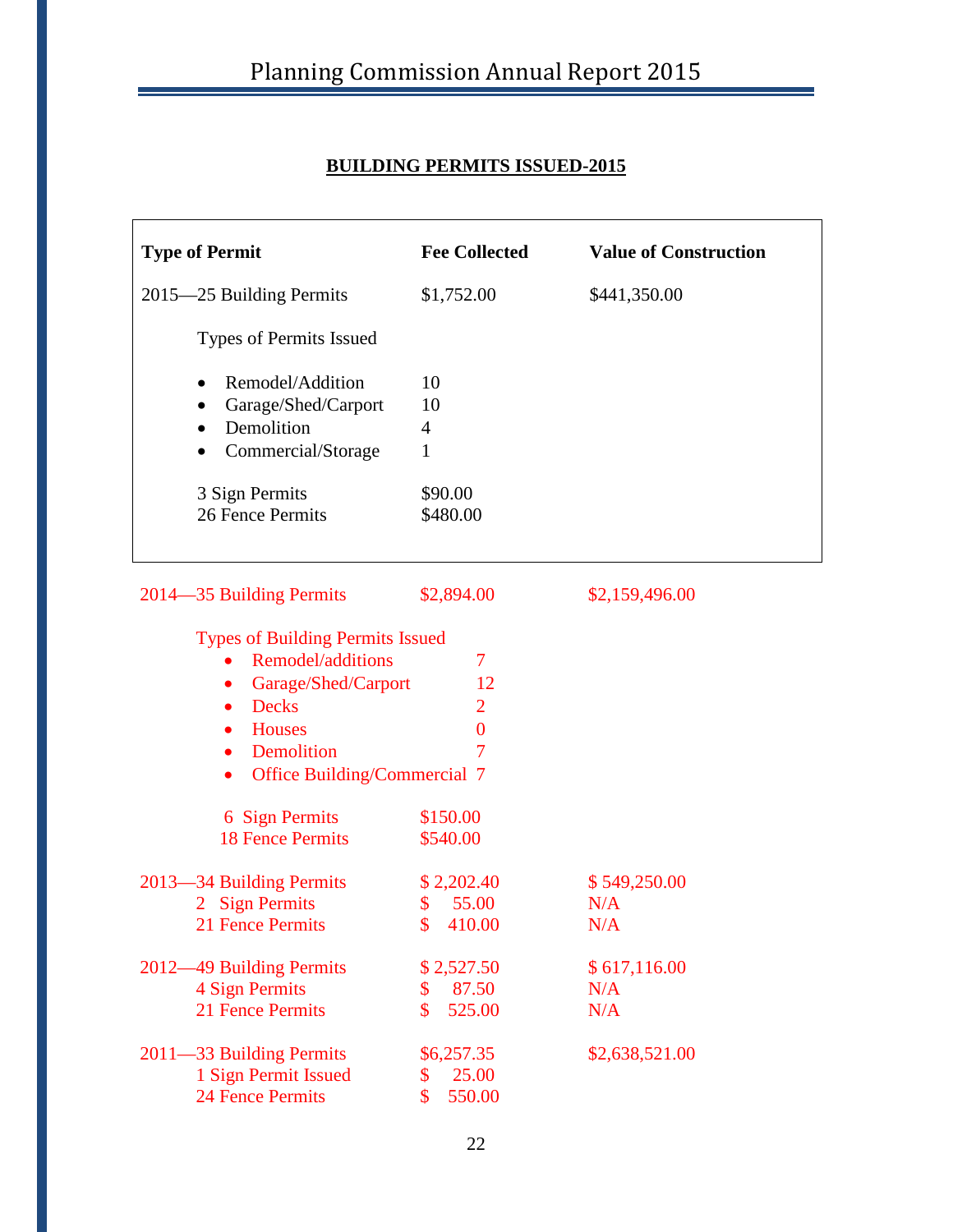## BUILDING PERMITS ISSUED-2015

| Type of Permit | Fee Collected | Value of Construction |
|---|---|---|
| 2015—25 Building Permits | $1,752.00 | $441,350.00 |
| Types of Permits Issued | | |
| • Remodel/Addition | 10 | |
| • Garage/Shed/Carport | 10 | |
| • Demolition | 4 | |
| • Commercial/Storage | 1 | |
| 3 Sign Permits | $90.00 | |
| 26 Fence Permits | $480.00 | |

| | | |
|---|---|---|
| 2014—35 Building Permits | $2,894.00 | $2,159,496.00 |
| Types of Building Permits Issued | | |
| • Remodel/additions | 7 | |
| • Garage/Shed/Carport | 12 | |
| • Decks | 2 | |
| • Houses | 0 | |
| • Demolition | 7 | |
| • Office Building/Commercial | 7 | |
| 6 Sign Permits | $150.00 | |
| 18 Fence Permits | $540.00 | |
| 2013—34 Building Permits | $ 2,202.40 | $ 549,250.00 |
| 2 Sign Permits | $ 55.00 | N/A |
| 21 Fence Permits | $ 410.00 | N/A |
| 2012—49 Building Permits | $ 2,527.50 | $ 617,116.00 |
| 4 Sign Permits | $ 87.50 | N/A |
| 21 Fence Permits | $ 525.00 | N/A |
| 2011—33 Building Permits | $6,257.35 | $2,638,521.00 |
| 1 Sign Permit Issued | $ 25.00 | |
| 24 Fence Permits | $ 550.00 | |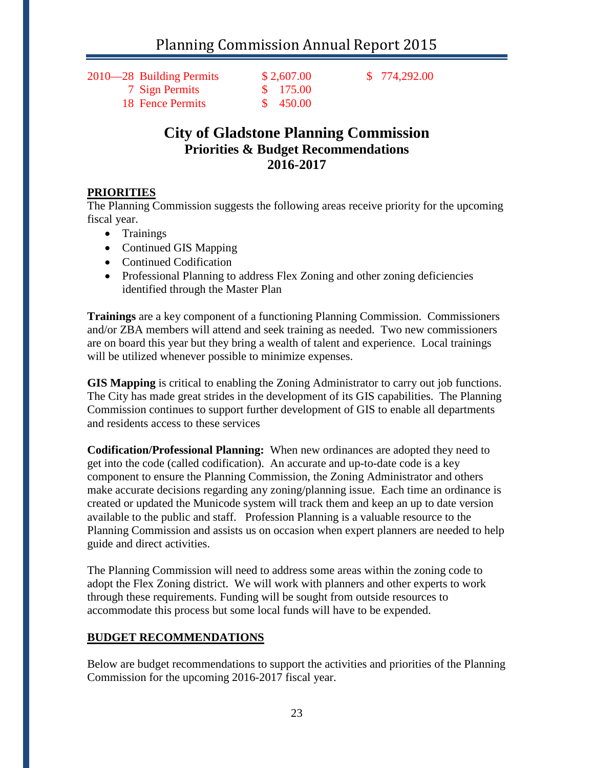| | | |
|---|---|---|
| 2010—28 Building Permits | $ 2,607.00 | $ 774,292.00 |
| 7 Sign Permits | $ 175.00 | |
| 18 Fence Permits | $ 450.00 | |

# City of Gladstone Planning Commission
## Priorities & Budget Recommendations
## 2016-2017

**PRIORITIES**

The Planning Commission suggests the following areas receive priority for the upcoming fiscal year.

- Trainings
- Continued GIS Mapping
- Continued Codification
- Professional Planning to address Flex Zoning and other zoning deficiencies identified through the Master Plan

**Trainings** are a key component of a functioning Planning Commission. Commissioners and/or ZBA members will attend and seek training as needed. Two new commissioners are on board this year but they bring a wealth of talent and experience. Local trainings will be utilized whenever possible to minimize expenses.

**GIS Mapping** is critical to enabling the Zoning Administrator to carry out job functions. The City has made great strides in the development of its GIS capabilities. The Planning Commission continues to support further development of GIS to enable all departments and residents access to these services

**Codification/Professional Planning:** When new ordinances are adopted they need to get into the code (called codification). An accurate and up-to-date code is a key component to ensure the Planning Commission, the Zoning Administrator and others make accurate decisions regarding any zoning/planning issue. Each time an ordinance is created or updated the Municode system will track them and keep an up to date version available to the public and staff. Profession Planning is a valuable resource to the Planning Commission and assists us on occasion when expert planners are needed to help guide and direct activities.

The Planning Commission will need to address some areas within the zoning code to adopt the Flex Zoning district. We will work with planners and other experts to work through these requirements. Funding will be sought from outside resources to accommodate this process but some local funds will have to be expended.

**BUDGET RECOMMENDATIONS**

Below are budget recommendations to support the activities and priorities of the Planning Commission for the upcoming 2016-2017 fiscal year.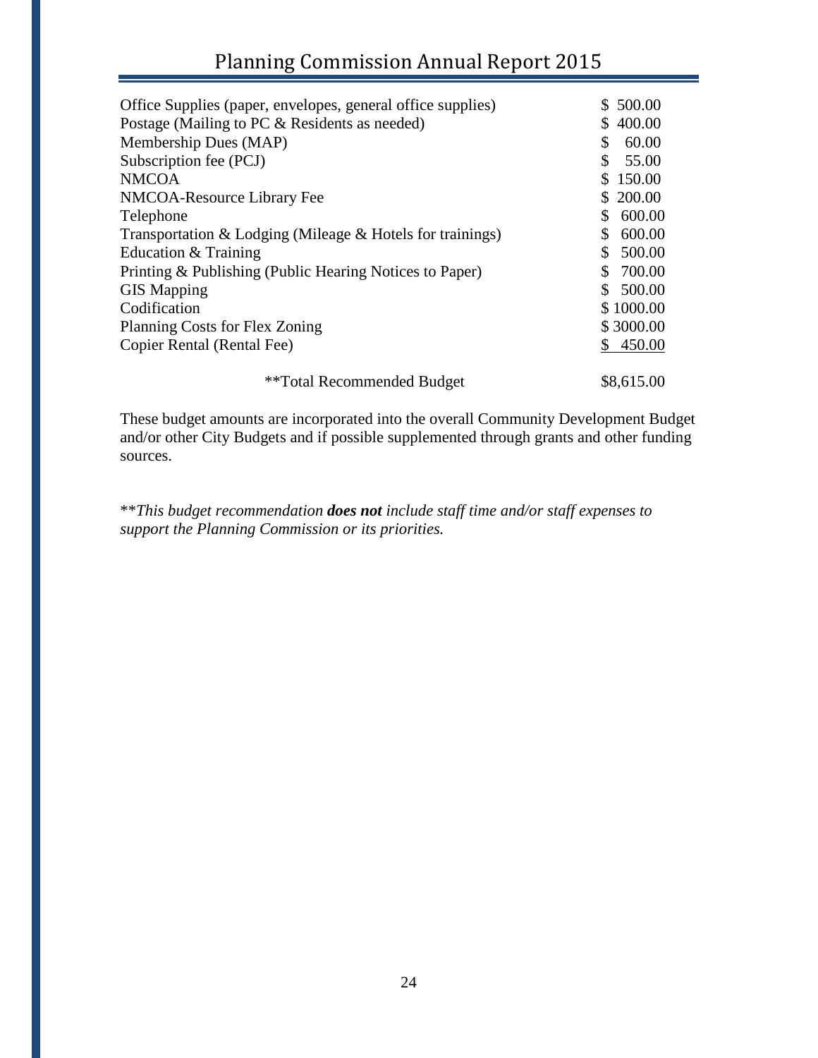| | |
|---|---|
| Office Supplies (paper, envelopes, general office supplies) | $ 500.00 |
| Postage (Mailing to PC & Residents as needed) | $ 400.00 |
| Membership Dues (MAP) | $ 60.00 |
| Subscription fee (PCJ) | $ 55.00 |
| NMCOA | $ 150.00 |
| NMCOA-Resource Library Fee | $ 200.00 |
| Telephone | $ 600.00 |
| Transportation & Lodging (Mileage & Hotels for trainings) | $ 600.00 |
| Education & Training | $ 500.00 |
| Printing & Publishing (Public Hearing Notices to Paper) | $ 700.00 |
| GIS Mapping | $ 500.00 |
| Codification | $ 1000.00 |
| Planning Costs for Flex Zoning | $ 3000.00 |
| Copier Rental (Rental Fee) | $ 450.00 |
| **Total Recommended Budget | $8,615.00 |

These budget amounts are incorporated into the overall Community Development Budget and/or other City Budgets and if possible supplemented through grants and other funding sources.

**\*\****This budget recommendation* ***does not*** *include staff time and/or staff expenses to support the Planning Commission or its priorities.*